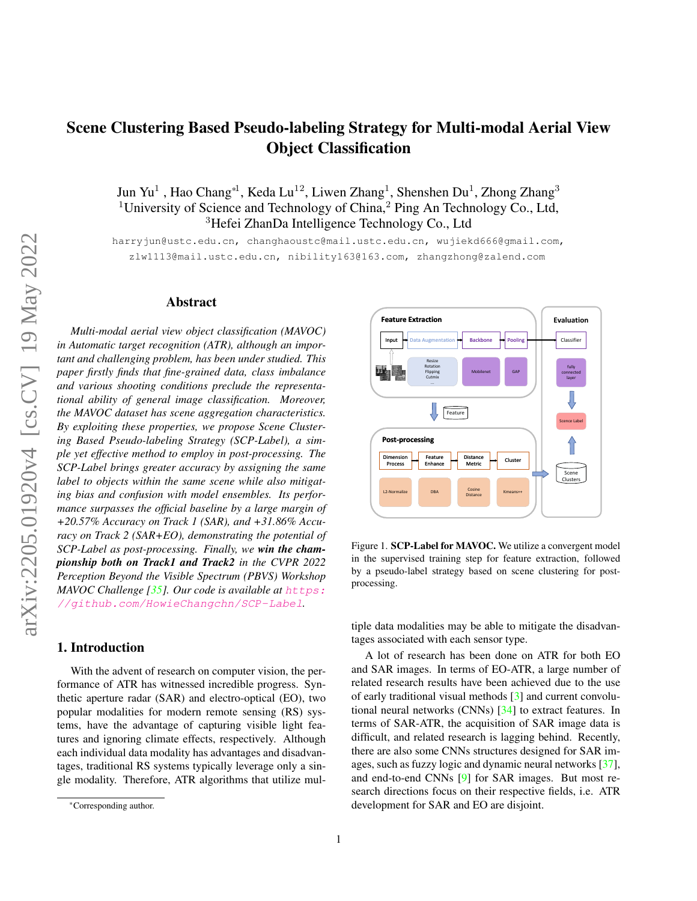# Scene Clustering Based Pseudo-labeling Strategy for Multi-modal Aerial View Object Classification

Jun Yu[1], Hao Chang*[1], Keda Lu[1,2], Liwen Zhang[1], Shenshen Du[1], Zhong Zhang[3]
[1]University of Science and Technology of China,[2] Ping An Technology Co., Ltd,
[3]Hefei ZhanDa Intelligence Technology Co., Ltd

harryjun@ustc.edu.cn, changhaoustc@mail.ustc.edu.cn, wujiekd666@gmail.com, zlw1113@mail.ustc.edu.cn, nibility163@163.com, zhangzhong@zalend.com

## Abstract

*Multi-modal aerial view object classification (MAVOC) in Automatic target recognition (ATR), although an important and challenging problem, has been under studied. This paper firstly finds that fine-grained data, class imbalance and various shooting conditions preclude the representational ability of general image classification. Moreover, the MAVOC dataset has scene aggregation characteristics. By exploiting these properties, we propose Scene Clustering Based Pseudo-labeling Strategy (SCP-Label), a simple yet effective method to employ in post-processing. The SCP-Label brings greater accuracy by assigning the same label to objects within the same scene while also mitigating bias and confusion with model ensembles. Its performance surpasses the official baseline by a large margin of +20.57% Accuracy on Track 1 (SAR), and +31.86% Accuracy on Track 2 (SAR+EO), demonstrating the potential of SCP-Label as post-processing. Finally, we* ***win the championship both on Track1 and Track2*** *in the CVPR 2022 Perception Beyond the Visible Spectrum (PBVS) Workshop MAVOC Challenge [35]. Our code is available at https://github.com/HowieChangchn/SCP-Label.*

Figure 1. **SCP-Label for MAVOC.** We utilize a convergent model in the supervised training step for feature extraction, followed by a pseudo-label strategy based on scene clustering for post-processing.

## 1. Introduction

With the advent of research on computer vision, the performance of ATR has witnessed incredible progress. Synthetic aperture radar (SAR) and electro-optical (EO), two popular modalities for modern remote sensing (RS) systems, have the advantage of capturing visible light features and ignoring climate effects, respectively. Although each individual data modality has advantages and disadvantages, traditional RS systems typically leverage only a single modality. Therefore, ATR algorithms that utilize multiple data modalities may be able to mitigate the disadvantages associated with each sensor type.

A lot of research has been done on ATR for both EO and SAR images. In terms of EO-ATR, a large number of related research results have been achieved due to the use of early traditional visual methods [3] and current convolutional neural networks (CNNs) [34] to extract features. In terms of SAR-ATR, the acquisition of SAR image data is difficult, and related research is lagging behind. Recently, there are also some CNNs structures designed for SAR images, such as fuzzy logic and dynamic neural networks [37], and end-to-end CNNs [9] for SAR images. But most research directions focus on their respective fields, i.e. ATR development for SAR and EO are disjoint.

*Corresponding author.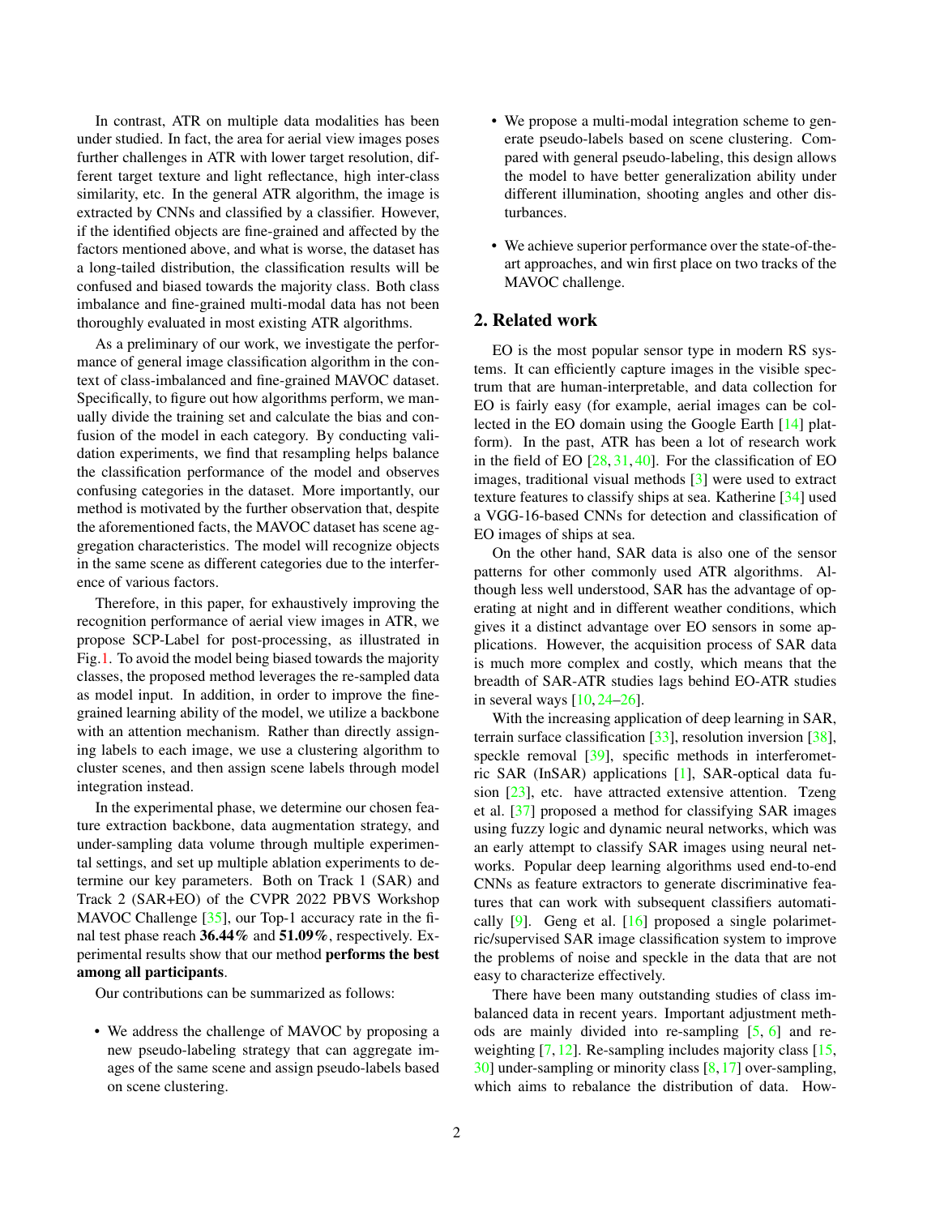In contrast, ATR on multiple data modalities has been under studied. In fact, the area for aerial view images poses further challenges in ATR with lower target resolution, different target texture and light reflectance, high inter-class similarity, etc. In the general ATR algorithm, the image is extracted by CNNs and classified by a classifier. However, if the identified objects are fine-grained and affected by the factors mentioned above, and what is worse, the dataset has a long-tailed distribution, the classification results will be confused and biased towards the majority class. Both class imbalance and fine-grained multi-modal data has not been thoroughly evaluated in most existing ATR algorithms.

As a preliminary of our work, we investigate the performance of general image classification algorithm in the context of class-imbalanced and fine-grained MAVOC dataset. Specifically, to figure out how algorithms perform, we manually divide the training set and calculate the bias and confusion of the model in each category. By conducting validation experiments, we find that resampling helps balance the classification performance of the model and observes confusing categories in the dataset. More importantly, our method is motivated by the further observation that, despite the aforementioned facts, the MAVOC dataset has scene aggregation characteristics. The model will recognize objects in the same scene as different categories due to the interference of various factors.

Therefore, in this paper, for exhaustively improving the recognition performance of aerial view images in ATR, we propose SCP-Label for post-processing, as illustrated in Fig.1. To avoid the model being biased towards the majority classes, the proposed method leverages the re-sampled data as model input. In addition, in order to improve the fine-grained learning ability of the model, we utilize a backbone with an attention mechanism. Rather than directly assigning labels to each image, we use a clustering algorithm to cluster scenes, and then assign scene labels through model integration instead.

In the experimental phase, we determine our chosen feature extraction backbone, data augmentation strategy, and under-sampling data volume through multiple experimental settings, and set up multiple ablation experiments to determine our key parameters. Both on Track 1 (SAR) and Track 2 (SAR+EO) of the CVPR 2022 PBVS Workshop MAVOC Challenge [35], our Top-1 accuracy rate in the final test phase reach **36.44%** and **51.09%**, respectively. Experimental results show that our method **performs the best among all participants**.

Our contributions can be summarized as follows:

- We address the challenge of MAVOC by proposing a new pseudo-labeling strategy that can aggregate images of the same scene and assign pseudo-labels based on scene clustering.
- We propose a multi-modal integration scheme to generate pseudo-labels based on scene clustering. Compared with general pseudo-labeling, this design allows the model to have better generalization ability under different illumination, shooting angles and other disturbances.
- We achieve superior performance over the state-of-the-art approaches, and win first place on two tracks of the MAVOC challenge.

## 2. Related work

EO is the most popular sensor type in modern RS systems. It can efficiently capture images in the visible spectrum that are human-interpretable, and data collection for EO is fairly easy (for example, aerial images can be collected in the EO domain using the Google Earth [14] platform). In the past, ATR has been a lot of research work in the field of EO [28, 31, 40]. For the classification of EO images, traditional visual methods [3] were used to extract texture features to classify ships at sea. Katherine [34] used a VGG-16-based CNNs for detection and classification of EO images of ships at sea.

On the other hand, SAR data is also one of the sensor patterns for other commonly used ATR algorithms. Although less well understood, SAR has the advantage of operating at night and in different weather conditions, which gives it a distinct advantage over EO sensors in some applications. However, the acquisition process of SAR data is much more complex and costly, which means that the breadth of SAR-ATR studies lags behind EO-ATR studies in several ways [10, 24–26].

With the increasing application of deep learning in SAR, terrain surface classification [33], resolution inversion [38], speckle removal [39], specific methods in interferometric SAR (InSAR) applications [1], SAR-optical data fusion [23], etc. have attracted extensive attention. Tzeng et al. [37] proposed a method for classifying SAR images using fuzzy logic and dynamic neural networks, which was an early attempt to classify SAR images using neural networks. Popular deep learning algorithms used end-to-end CNNs as feature extractors to generate discriminative features that can work with subsequent classifiers automatically [9]. Geng et al. [16] proposed a single polarimetric/supervised SAR image classification system to improve the problems of noise and speckle in the data that are not easy to characterize effectively.

There have been many outstanding studies of class imbalanced data in recent years. Important adjustment methods are mainly divided into re-sampling [5, 6] and re-weighting [7, 12]. Re-sampling includes majority class [15, 30] under-sampling or minority class [8, 17] over-sampling, which aims to rebalance the distribution of data. How-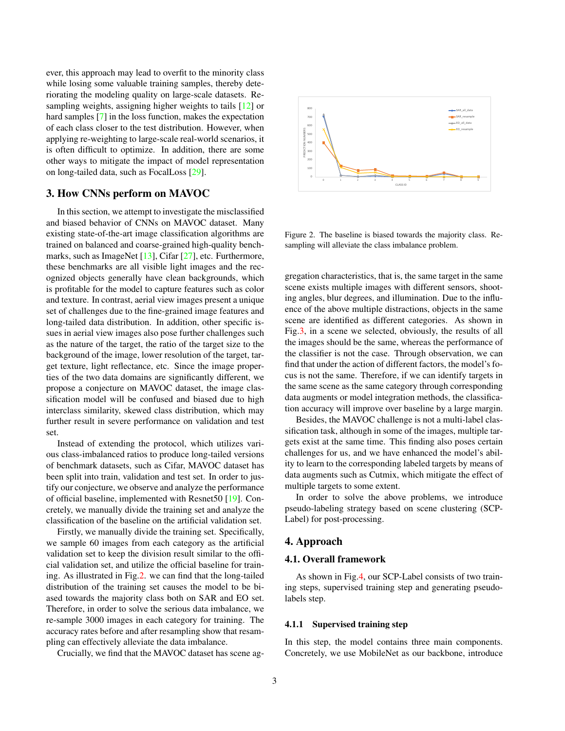ever, this approach may lead to overfit to the minority class while losing some valuable training samples, thereby deteriorating the modeling quality on large-scale datasets. Resampling weights, assigning higher weights to tails [12] or hard samples [7] in the loss function, makes the expectation of each class closer to the test distribution. However, when applying re-weighting to large-scale real-world scenarios, it is often difficult to optimize. In addition, there are some other ways to mitigate the impact of model representation on long-tailed data, such as FocalLoss [29].

## 3. How CNNs perform on MAVOC

In this section, we attempt to investigate the misclassified and biased behavior of CNNs on MAVOC dataset. Many existing state-of-the-art image classification algorithms are trained on balanced and coarse-grained high-quality benchmarks, such as ImageNet [13], Cifar [27], etc. Furthermore, these benchmarks are all visible light images and the recognized objects generally have clean backgrounds, which is profitable for the model to capture features such as color and texture. In contrast, aerial view images present a unique set of challenges due to the fine-grained image features and long-tailed data distribution. In addition, other specific issues in aerial view images also pose further challenges such as the nature of the target, the ratio of the target size to the background of the image, lower resolution of the target, target texture, light reflectance, etc. Since the image properties of the two data domains are significantly different, we propose a conjecture on MAVOC dataset, the image classification model will be confused and biased due to high interclass similarity, skewed class distribution, which may further result in severe performance on validation and test set.

Instead of extending the protocol, which utilizes various class-imbalanced ratios to produce long-tailed versions of benchmark datasets, such as Cifar, MAVOC dataset has been split into train, validation and test set. In order to justify our conjecture, we observe and analyze the performance of official baseline, implemented with Resnet50 [19]. Concretely, we manually divide the training set and analyze the classification of the baseline on the artificial validation set.

Firstly, we manually divide the training set. Specifically, we sample 60 images from each category as the artificial validation set to keep the division result similar to the official validation set, and utilize the official baseline for training. As illustrated in Fig.2. we can find that the long-tailed distribution of the training set causes the model to be biased towards the majority class both on SAR and EO set. Therefore, in order to solve the serious data imbalance, we re-sample 3000 images in each category for training. The accuracy rates before and after resampling show that resampling can effectively alleviate the data imbalance.

Crucially, we find that the MAVOC dataset has scene aggregation characteristics, that is, the same target in the same scene exists multiple images with different sensors, shooting angles, blur degrees, and illumination. Due to the influence of the above multiple distractions, objects in the same scene are identified as different categories. As shown in Fig.3, in a scene we selected, obviously, the results of all the images should be the same, whereas the performance of the classifier is not the case. Through observation, we can find that under the action of different factors, the model's focus is not the same. Therefore, if we can identify targets in the same scene as the same category through corresponding data augments or model integration methods, the classification accuracy will improve over baseline by a large margin.

Figure 2. The baseline is biased towards the majority class. Resampling will alleviate the class imbalance problem.

Besides, the MAVOC challenge is not a multi-label classification task, although in some of the images, multiple targets exist at the same time. This finding also poses certain challenges for us, and we have enhanced the model's ability to learn to the corresponding labeled targets by means of data augments such as Cutmix, which mitigate the effect of multiple targets to some extent.

In order to solve the above problems, we introduce pseudo-labeling strategy based on scene clustering (SCP-Label) for post-processing.

## 4. Approach

### 4.1. Overall framework

As shown in Fig.4, our SCP-Label consists of two training steps, supervised training step and generating pseudo-labels step.

#### 4.1.1 Supervised training step

In this step, the model contains three main components. Concretely, we use MobileNet as our backbone, introduce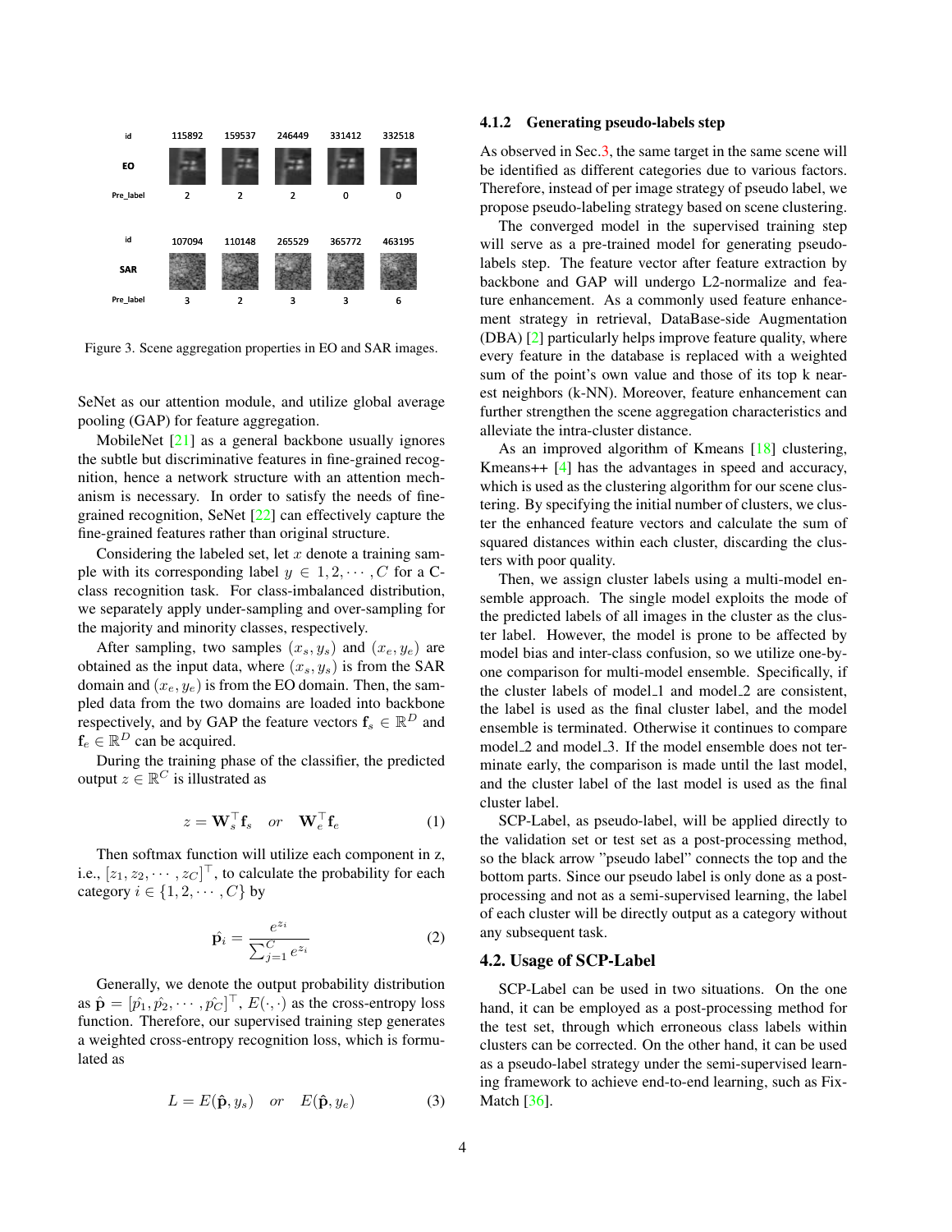Figure 3. Scene aggregation properties in EO and SAR images.

SeNet as our attention module, and utilize global average pooling (GAP) for feature aggregation.

MobileNet [21] as a general backbone usually ignores the subtle but discriminative features in fine-grained recognition, hence a network structure with an attention mechanism is necessary. In order to satisfy the needs of fine-grained recognition, SeNet [22] can effectively capture the fine-grained features rather than original structure.

Considering the labeled set, let $x$ denote a training sample with its corresponding label $y \in 1, 2, \cdots, C$ for a C-class recognition task. For class-imbalanced distribution, we separately apply under-sampling and over-sampling for the majority and minority classes, respectively.

After sampling, two samples $(x_s, y_s)$ and $(x_e, y_e)$ are obtained as the input data, where $(x_s, y_s)$ is from the SAR domain and $(x_e, y_e)$ is from the EO domain. Then, the sampled data from the two domains are loaded into backbone respectively, and by GAP the feature vectors $\mathbf{f}_s \in \mathbb{R}^D$ and $\mathbf{f}_e \in \mathbb{R}^D$ can be acquired.

During the training phase of the classifier, the predicted output $z \in \mathbb{R}^C$ is illustrated as

$$z = \mathbf{W}_s^\top \mathbf{f}_s \quad or \quad \mathbf{W}_e^\top \mathbf{f}_e \tag{1}$$

Then softmax function will utilize each component in z, i.e., $[z_1, z_2, \cdots, z_C]^\top$, to calculate the probability for each category $i \in \{1, 2, \cdots, C\}$ by

$$\hat{\mathbf{p}}_i = \frac{e^{z_i}}{\sum_{j=1}^{C} e^{z_i}} \tag{2}$$

Generally, we denote the output probability distribution as $\hat{\mathbf{p}} = [\hat{p_1}, \hat{p_2}, \cdots, \hat{p_C}]^\top$, $E(\cdot, \cdot)$ as the cross-entropy loss function. Therefore, our supervised training step generates a weighted cross-entropy recognition loss, which is formulated as

$$L = E(\hat{\mathbf{p}}, y_s) \quad or \quad E(\hat{\mathbf{p}}, y_e) \tag{3}$$

#### 4.1.2 Generating pseudo-labels step

As observed in Sec.3, the same target in the same scene will be identified as different categories due to various factors. Therefore, instead of per image strategy of pseudo label, we propose pseudo-labeling strategy based on scene clustering.

The converged model in the supervised training step will serve as a pre-trained model for generating pseudo-labels step. The feature vector after feature extraction by backbone and GAP will undergo L2-normalize and feature enhancement. As a commonly used feature enhancement strategy in retrieval, DataBase-side Augmentation (DBA) [2] particularly helps improve feature quality, where every feature in the database is replaced with a weighted sum of the point's own value and those of its top k nearest neighbors (k-NN). Moreover, feature enhancement can further strengthen the scene aggregation characteristics and alleviate the intra-cluster distance.

As an improved algorithm of Kmeans [18] clustering, Kmeans++ [4] has the advantages in speed and accuracy, which is used as the clustering algorithm for our scene clustering. By specifying the initial number of clusters, we cluster the enhanced feature vectors and calculate the sum of squared distances within each cluster, discarding the clusters with poor quality.

Then, we assign cluster labels using a multi-model ensemble approach. The single model exploits the mode of the predicted labels of all images in the cluster as the cluster label. However, the model is prone to be affected by model bias and inter-class confusion, so we utilize one-by-one comparison for multi-model ensemble. Specifically, if the cluster labels of model_1 and model_2 are consistent, the label is used as the final cluster label, and the model ensemble is terminated. Otherwise it continues to compare model_2 and model_3. If the model ensemble does not terminate early, the comparison is made until the last model, and the cluster label of the last model is used as the final cluster label.

SCP-Label, as pseudo-label, will be applied directly to the validation set or test set as a post-processing method, so the black arrow "pseudo label" connects the top and the bottom parts. Since our pseudo label is only done as a post-processing and not as a semi-supervised learning, the label of each cluster will be directly output as a category without any subsequent task.

### 4.2. Usage of SCP-Label

SCP-Label can be used in two situations. On the one hand, it can be employed as a post-processing method for the test set, through which erroneous class labels within clusters can be corrected. On the other hand, it can be used as a pseudo-label strategy under the semi-supervised learning framework to achieve end-to-end learning, such as FixMatch [36].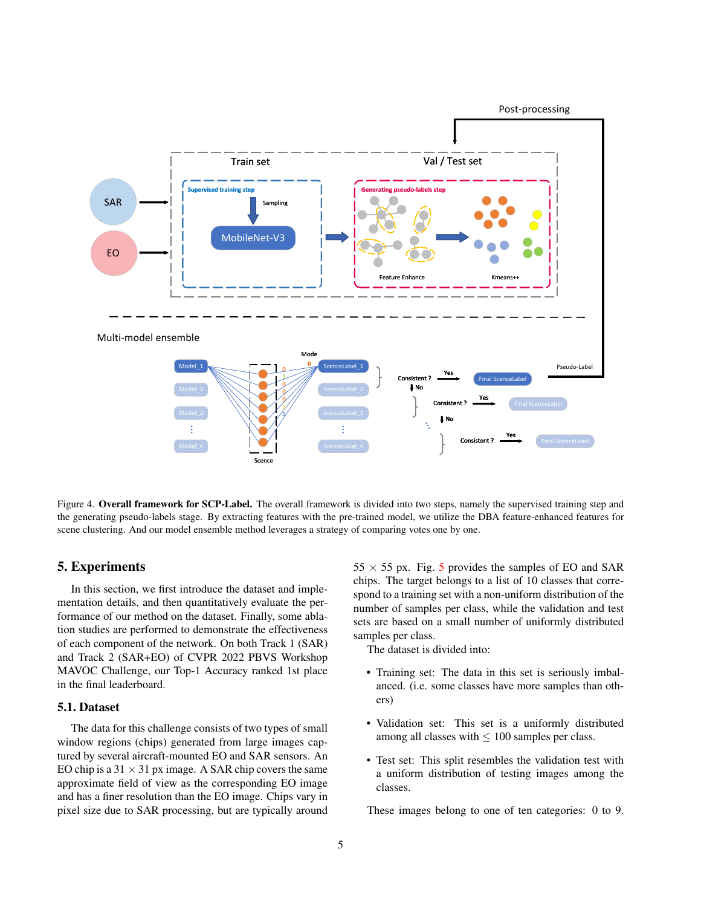Figure 4. **Overall framework for SCP-Label.** The overall framework is divided into two steps, namely the supervised training step and the generating pseudo-labels stage. By extracting features with the pre-trained model, we utilize the DBA feature-enhanced features for scene clustering. And our model ensemble method leverages a strategy of comparing votes one by one.

# 5. Experiments

In this section, we first introduce the dataset and implementation details, and then quantitatively evaluate the performance of our method on the dataset. Finally, some ablation studies are performed to demonstrate the effectiveness of each component of the network. On both Track 1 (SAR) and Track 2 (SAR+EO) of CVPR 2022 PBVS Workshop MAVOC Challenge, our Top-1 Accuracy ranked 1st place in the final leaderboard.

## 5.1. Dataset

The data for this challenge consists of two types of small window regions (chips) generated from large images captured by several aircraft-mounted EO and SAR sensors. An EO chip is a $31 \times 31$ px image. A SAR chip covers the same approximate field of view as the corresponding EO image and has a finer resolution than the EO image. Chips vary in pixel size due to SAR processing, but are typically around $55 \times 55$ px. Fig. 5 provides the samples of EO and SAR chips. The target belongs to a list of 10 classes that correspond to a training set with a non-uniform distribution of the number of samples per class, while the validation and test sets are based on a small number of uniformly distributed samples per class.

The dataset is divided into:

- Training set: The data in this set is seriously imbalanced. (i.e. some classes have more samples than others)
- Validation set: This set is a uniformly distributed among all classes with $\leq$ 100 samples per class.
- Test set: This split resembles the validation test with a uniform distribution of testing images among the classes.

These images belong to one of ten categories: 0 to 9.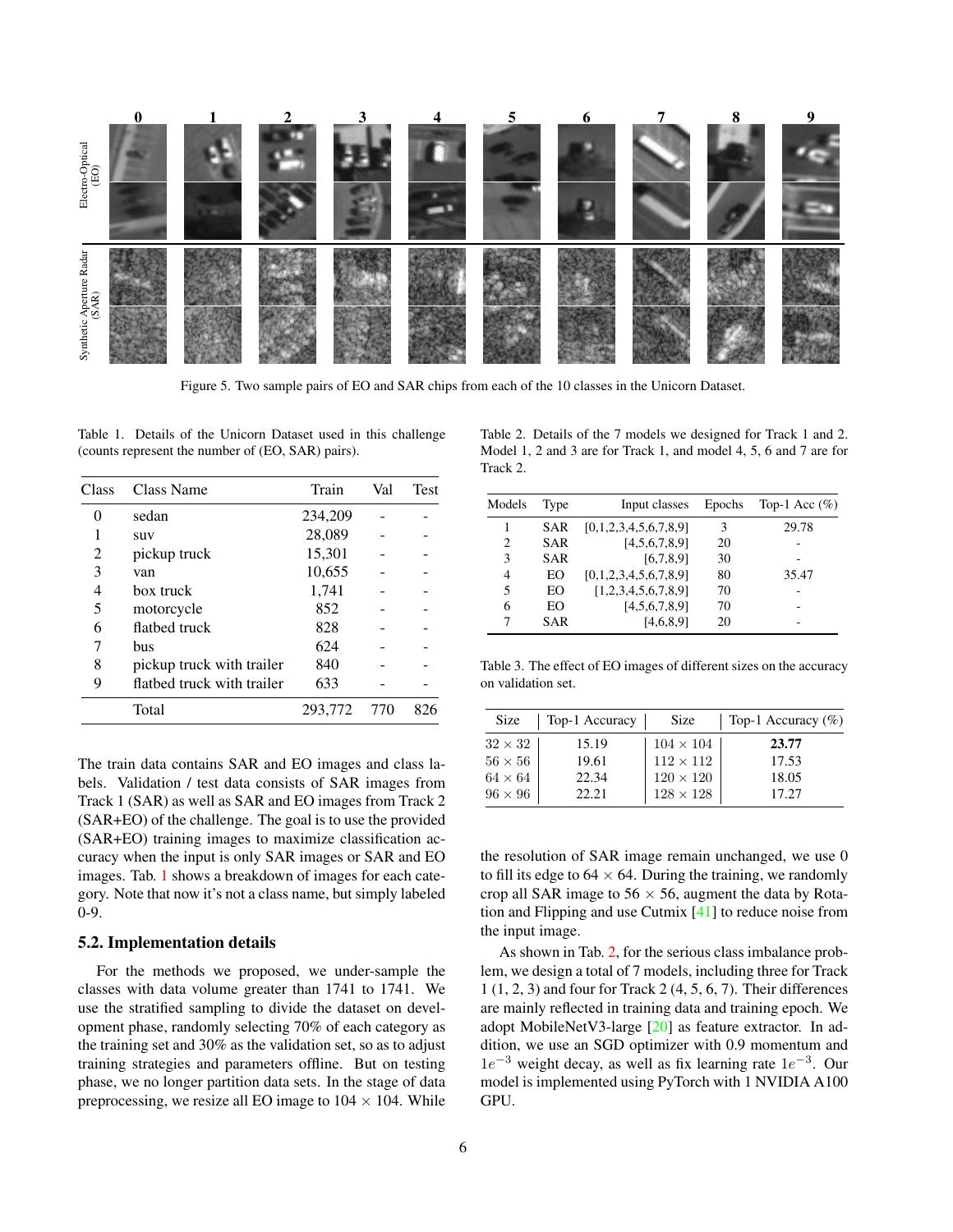Figure 5. Two sample pairs of EO and SAR chips from each of the 10 classes in the Unicorn Dataset.

Table 1. Details of the Unicorn Dataset used in this challenge (counts represent the number of (EO, SAR) pairs).

| Class | Class Name | Train | Val | Test |
|---|---|---|---|---|
| 0 | sedan | 234,209 | - | - |
| 1 | suv | 28,089 | - | - |
| 2 | pickup truck | 15,301 | - | - |
| 3 | van | 10,655 | - | - |
| 4 | box truck | 1,741 | - | - |
| 5 | motorcycle | 852 | - | - |
| 6 | flatbed truck | 828 | - | - |
| 7 | bus | 624 | - | - |
| 8 | pickup truck with trailer | 840 | - | - |
| 9 | flatbed truck with trailer | 633 | - | - |
| | Total | 293,772 | 770 | 826 |

The train data contains SAR and EO images and class labels. Validation / test data consists of SAR images from Track 1 (SAR) as well as SAR and EO images from Track 2 (SAR+EO) of the challenge. The goal is to use the provided (SAR+EO) training images to maximize classification accuracy when the input is only SAR images or SAR and EO images. Tab. 1 shows a breakdown of images for each category. Note that now it's not a class name, but simply labeled 0-9.

## 5.2. Implementation details

For the methods we proposed, we under-sample the classes with data volume greater than 1741 to 1741. We use the stratified sampling to divide the dataset on development phase, randomly selecting 70% of each category as the training set and 30% as the validation set, so as to adjust training strategies and parameters offline. But on testing phase, we no longer partition data sets. In the stage of data preprocessing, we resize all EO image to $104 \times 104$. While the resolution of SAR image remain unchanged, we use 0 to fill its edge to $64 \times 64$. During the training, we randomly crop all SAR image to $56 \times 56$, augment the data by Rotation and Flipping and use Cutmix [41] to reduce noise from the input image.

Table 2. Details of the 7 models we designed for Track 1 and 2. Model 1, 2 and 3 are for Track 1, and model 4, 5, 6 and 7 are for Track 2.

| Models | Type | Input classes | Epochs | Top-1 Acc (%) |
|---|---|---|---|---|
| 1 | SAR | [0,1,2,3,4,5,6,7,8,9] | 3 | 29.78 |
| 2 | SAR | [4,5,6,7,8,9] | 20 | - |
| 3 | SAR | [6,7,8,9] | 30 | - |
| 4 | EO | [0,1,2,3,4,5,6,7,8,9] | 80 | 35.47 |
| 5 | EO | [1,2,3,4,5,6,7,8,9] | 70 | - |
| 6 | EO | [4,5,6,7,8,9] | 70 | - |
| 7 | SAR | [4,6,8,9] | 20 | - |

Table 3. The effect of EO images of different sizes on the accuracy on validation set.

| Size | Top-1 Accuracy | Size | Top-1 Accuracy (%) |
|---|---|---|---|
| $32 \times 32$ | 15.19 | $104 \times 104$ | **23.77** |
| $56 \times 56$ | 19.61 | $112 \times 112$ | 17.53 |
| $64 \times 64$ | 22.34 | $120 \times 120$ | 18.05 |
| $96 \times 96$ | 22.21 | $128 \times 128$ | 17.27 |

As shown in Tab. 2, for the serious class imbalance problem, we design a total of 7 models, including three for Track 1 (1, 2, 3) and four for Track 2 (4, 5, 6, 7). Their differences are mainly reflected in training data and training epoch. We adopt MobileNetV3-large [20] as feature extractor. In addition, we use an SGD optimizer with 0.9 momentum and $1e^{-3}$ weight decay, as well as fix learning rate $1e^{-3}$. Our model is implemented using PyTorch with 1 NVIDIA A100 GPU.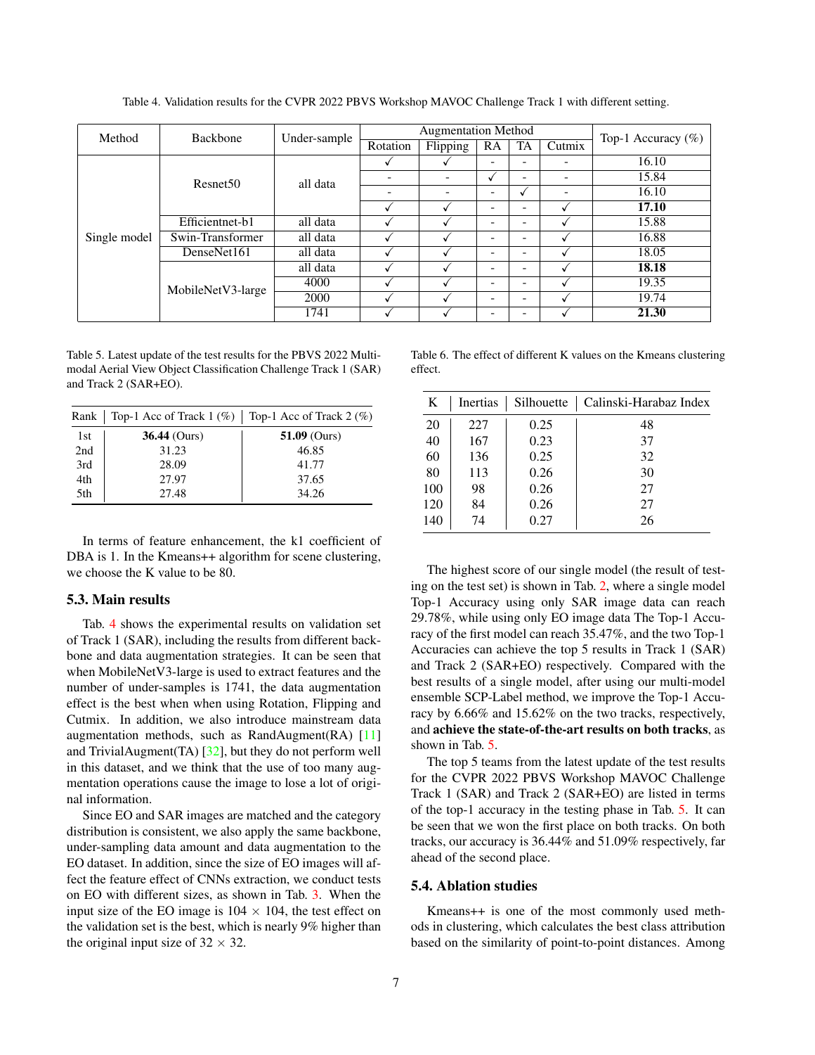Table 4. Validation results for the CVPR 2022 PBVS Workshop MAVOC Challenge Track 1 with different setting.

| Method | Backbone | Under-sample | Augmentation Method | | | | | Top-1 Accuracy (%) |
|---|---|---|---|---|---|---|---|---|
| | | | Rotation | Flipping | RA | TA | Cutmix | |
| Single model | Resnet50 | all data | ✓ | ✓ | - | - | - | 16.10 |
| | | | - | - | ✓ | - | - | 15.84 |
| | | | - | - | - | ✓ | - | 16.10 |
| | | | ✓ | ✓ | - | - | ✓ | **17.10** |
| | Efficientnet-b1 | all data | ✓ | ✓ | - | - | ✓ | 15.88 |
| | Swin-Transformer | all data | ✓ | ✓ | - | - | ✓ | 16.88 |
| | DenseNet161 | all data | ✓ | ✓ | - | - | ✓ | 18.05 |
| | MobileNetV3-large | all data | ✓ | ✓ | - | - | ✓ | **18.18** |
| | | 4000 | ✓ | ✓ | - | - | ✓ | 19.35 |
| | | 2000 | ✓ | ✓ | - | - | ✓ | 19.74 |
| | | 1741 | ✓ | ✓ | - | - | ✓ | **21.30** |

Table 5. Latest update of the test results for the PBVS 2022 Multi-modal Aerial View Object Classification Challenge Track 1 (SAR) and Track 2 (SAR+EO).

| Rank | Top-1 Acc of Track 1 (%) | Top-1 Acc of Track 2 (%) |
|---|---|---|
| 1st | **36.44** (Ours) | **51.09** (Ours) |
| 2nd | 31.23 | 46.85 |
| 3rd | 28.09 | 41.77 |
| 4th | 27.97 | 37.65 |
| 5th | 27.48 | 34.26 |

In terms of feature enhancement, the k1 coefficient of DBA is 1. In the Kmeans++ algorithm for scene clustering, we choose the K value to be 80.

### 5.3. Main results

Tab. 4 shows the experimental results on validation set of Track 1 (SAR), including the results from different backbone and data augmentation strategies. It can be seen that when MobileNetV3-large is used to extract features and the number of under-samples is 1741, the data augmentation effect is the best when when using Rotation, Flipping and Cutmix. In addition, we also introduce mainstream data augmentation methods, such as RandAugment(RA) [11] and TrivialAugment(TA) [32], but they do not perform well in this dataset, and we think that the use of too many augmentation operations cause the image to lose a lot of original information.

Since EO and SAR images are matched and the category distribution is consistent, we also apply the same backbone, under-sampling data amount and data augmentation to the EO dataset. In addition, since the size of EO images will affect the feature effect of CNNs extraction, we conduct tests on EO with different sizes, as shown in Tab. 3. When the input size of the EO image is $104 \times 104$, the test effect on the validation set is the best, which is nearly 9% higher than the original input size of $32 \times 32$.

Table 6. The effect of different K values on the Kmeans clustering effect.

| K | Inertias | Silhouette | Calinski-Harabaz Index |
|---|---|---|---|
| 20 | 227 | 0.25 | 48 |
| 40 | 167 | 0.23 | 37 |
| 60 | 136 | 0.25 | 32 |
| 80 | 113 | 0.26 | 30 |
| 100 | 98 | 0.26 | 27 |
| 120 | 84 | 0.26 | 27 |
| 140 | 74 | 0.27 | 26 |

The highest score of our single model (the result of testing on the test set) is shown in Tab. 2, where a single model Top-1 Accuracy using only SAR image data can reach 29.78%, while using only EO image data The Top-1 Accuracy of the first model can reach 35.47%, and the two Top-1 Accuracies can achieve the top 5 results in Track 1 (SAR) and Track 2 (SAR+EO) respectively. Compared with the best results of a single model, after using our multi-model ensemble SCP-Label method, we improve the Top-1 Accuracy by 6.66% and 15.62% on the two tracks, respectively, and **achieve the state-of-the-art results on both tracks**, as shown in Tab. 5.

The top 5 teams from the latest update of the test results for the CVPR 2022 PBVS Workshop MAVOC Challenge Track 1 (SAR) and Track 2 (SAR+EO) are listed in terms of the top-1 accuracy in the testing phase in Tab. 5. It can be seen that we won the first place on both tracks. On both tracks, our accuracy is 36.44% and 51.09% respectively, far ahead of the second place.

### 5.4. Ablation studies

Kmeans++ is one of the most commonly used methods in clustering, which calculates the best class attribution based on the similarity of point-to-point distances. Among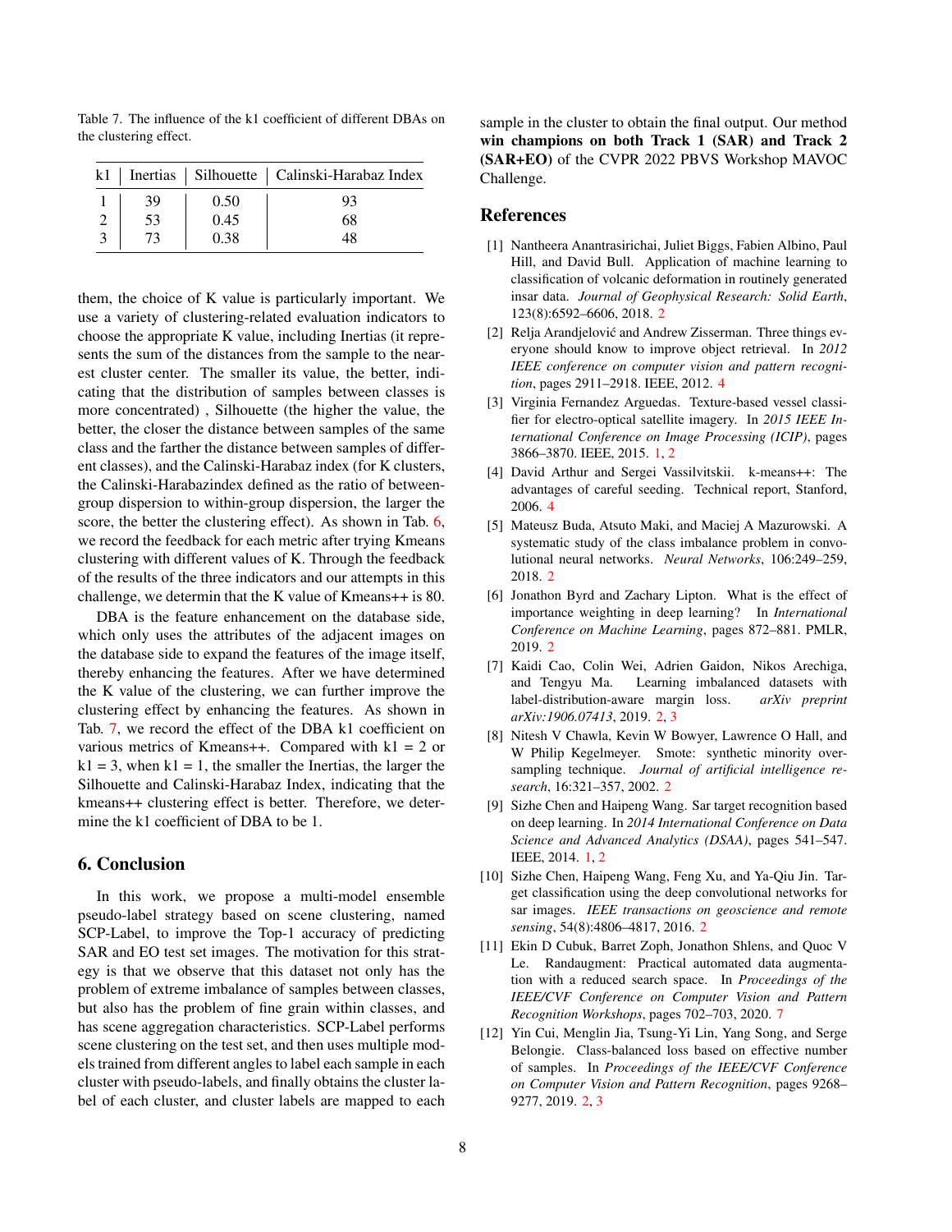Table 7. The influence of the k1 coefficient of different DBAs on the clustering effect.

| k1 | Inertias | Silhouette | Calinski-Harabaz Index |
|---|---|---|---|
| 1 | 39 | 0.50 | 93 |
| 2 | 53 | 0.45 | 68 |
| 3 | 73 | 0.38 | 48 |

them, the choice of K value is particularly important. We use a variety of clustering-related evaluation indicators to choose the appropriate K value, including Inertias (it represents the sum of the distances from the sample to the nearest cluster center. The smaller its value, the better, indicating that the distribution of samples between classes is more concentrated) , Silhouette (the higher the value, the better, the closer the distance between samples of the same class and the farther the distance between samples of different classes), and the Calinski-Harabaz index (for K clusters, the Calinski-Harabazindex defined as the ratio of between-group dispersion to within-group dispersion, the larger the score, the better the clustering effect). As shown in Tab. 6, we record the feedback for each metric after trying Kmeans clustering with different values of K. Through the feedback of the results of the three indicators and our attempts in this challenge, we determin that the K value of Kmeans++ is 80.

DBA is the feature enhancement on the database side, which only uses the attributes of the adjacent images on the database side to expand the features of the image itself, thereby enhancing the features. After we have determined the K value of the clustering, we can further improve the clustering effect by enhancing the features. As shown in Tab. 7, we record the effect of the DBA k1 coefficient on various metrics of Kmeans++. Compared with k1 = 2 or k1 = 3, when k1 = 1, the smaller the Inertias, the larger the Silhouette and Calinski-Harabaz Index, indicating that the kmeans++ clustering effect is better. Therefore, we determine the k1 coefficient of DBA to be 1.

## 6. Conclusion

In this work, we propose a multi-model ensemble pseudo-label strategy based on scene clustering, named SCP-Label, to improve the Top-1 accuracy of predicting SAR and EO test set images. The motivation for this strategy is that we observe that this dataset not only has the problem of extreme imbalance of samples between classes, but also has the problem of fine grain within classes, and has scene aggregation characteristics. SCP-Label performs scene clustering on the test set, and then uses multiple models trained from different angles to label each sample in each cluster with pseudo-labels, and finally obtains the cluster label of each cluster, and cluster labels are mapped to each sample in the cluster to obtain the final output. Our method **win champions on both Track 1 (SAR) and Track 2 (SAR+EO)** of the CVPR 2022 PBVS Workshop MAVOC Challenge.

## References

[1] Nantheera Anantrasirichai, Juliet Biggs, Fabien Albino, Paul Hill, and David Bull. Application of machine learning to classification of volcanic deformation in routinely generated insar data. *Journal of Geophysical Research: Solid Earth*, 123(8):6592–6606, 2018. 2

[2] Relja Arandjelović and Andrew Zisserman. Three things everyone should know to improve object retrieval. In *2012 IEEE conference on computer vision and pattern recognition*, pages 2911–2918. IEEE, 2012. 4

[3] Virginia Fernandez Arguedas. Texture-based vessel classifier for electro-optical satellite imagery. In *2015 IEEE International Conference on Image Processing (ICIP)*, pages 3866–3870. IEEE, 2015. 1, 2

[4] David Arthur and Sergei Vassilvitskii. k-means++: The advantages of careful seeding. Technical report, Stanford, 2006. 4

[5] Mateusz Buda, Atsuto Maki, and Maciej A Mazurowski. A systematic study of the class imbalance problem in convolutional neural networks. *Neural Networks*, 106:249–259, 2018. 2

[6] Jonathon Byrd and Zachary Lipton. What is the effect of importance weighting in deep learning? In *International Conference on Machine Learning*, pages 872–881. PMLR, 2019. 2

[7] Kaidi Cao, Colin Wei, Adrien Gaidon, Nikos Arechiga, and Tengyu Ma. Learning imbalanced datasets with label-distribution-aware margin loss. *arXiv preprint arXiv:1906.07413*, 2019. 2, 3

[8] Nitesh V Chawla, Kevin W Bowyer, Lawrence O Hall, and W Philip Kegelmeyer. Smote: synthetic minority over-sampling technique. *Journal of artificial intelligence research*, 16:321–357, 2002. 2

[9] Sizhe Chen and Haipeng Wang. Sar target recognition based on deep learning. In *2014 International Conference on Data Science and Advanced Analytics (DSAA)*, pages 541–547. IEEE, 2014. 1, 2

[10] Sizhe Chen, Haipeng Wang, Feng Xu, and Ya-Qiu Jin. Target classification using the deep convolutional networks for sar images. *IEEE transactions on geoscience and remote sensing*, 54(8):4806–4817, 2016. 2

[11] Ekin D Cubuk, Barret Zoph, Jonathon Shlens, and Quoc V Le. Randaugment: Practical automated data augmentation with a reduced search space. In *Proceedings of the IEEE/CVF Conference on Computer Vision and Pattern Recognition Workshops*, pages 702–703, 2020. 7

[12] Yin Cui, Menglin Jia, Tsung-Yi Lin, Yang Song, and Serge Belongie. Class-balanced loss based on effective number of samples. In *Proceedings of the IEEE/CVF Conference on Computer Vision and Pattern Recognition*, pages 9268–9277, 2019. 2, 3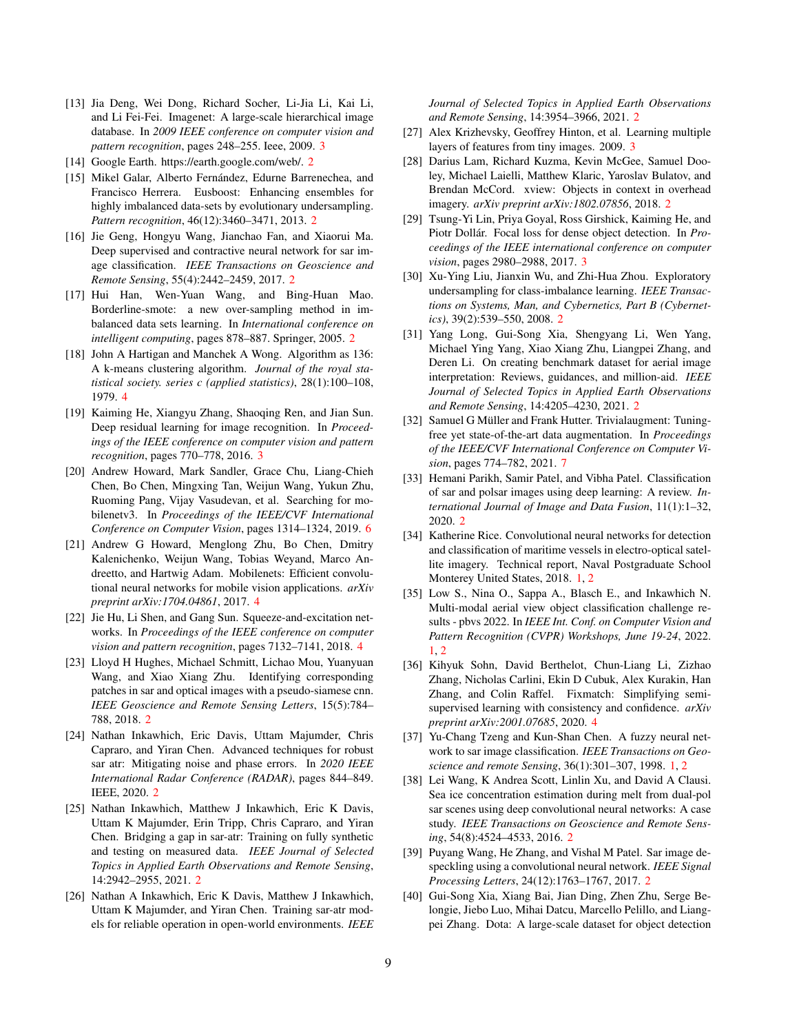[13] Jia Deng, Wei Dong, Richard Socher, Li-Jia Li, Kai Li, and Li Fei-Fei. Imagenet: A large-scale hierarchical image database. In *2009 IEEE conference on computer vision and pattern recognition*, pages 248–255. Ieee, 2009. 3

[14] Google Earth. https://earth.google.com/web/. 2

[15] Mikel Galar, Alberto Fernández, Edurne Barrenechea, and Francisco Herrera. Eusboost: Enhancing ensembles for highly imbalanced data-sets by evolutionary undersampling. *Pattern recognition*, 46(12):3460–3471, 2013. 2

[16] Jie Geng, Hongyu Wang, Jianchao Fan, and Xiaorui Ma. Deep supervised and contractive neural network for sar image classification. *IEEE Transactions on Geoscience and Remote Sensing*, 55(4):2442–2459, 2017. 2

[17] Hui Han, Wen-Yuan Wang, and Bing-Huan Mao. Borderline-smote: a new over-sampling method in imbalanced data sets learning. In *International conference on intelligent computing*, pages 878–887. Springer, 2005. 2

[18] John A Hartigan and Manchek A Wong. Algorithm as 136: A k-means clustering algorithm. *Journal of the royal statistical society. series c (applied statistics)*, 28(1):100–108, 1979. 4

[19] Kaiming He, Xiangyu Zhang, Shaoqing Ren, and Jian Sun. Deep residual learning for image recognition. In *Proceedings of the IEEE conference on computer vision and pattern recognition*, pages 770–778, 2016. 3

[20] Andrew Howard, Mark Sandler, Grace Chu, Liang-Chieh Chen, Bo Chen, Mingxing Tan, Weijun Wang, Yukun Zhu, Ruoming Pang, Vijay Vasudevan, et al. Searching for mobilenetv3. In *Proceedings of the IEEE/CVF International Conference on Computer Vision*, pages 1314–1324, 2019. 6

[21] Andrew G Howard, Menglong Zhu, Bo Chen, Dmitry Kalenichenko, Weijun Wang, Tobias Weyand, Marco Andreetto, and Hartwig Adam. Mobilenets: Efficient convolutional neural networks for mobile vision applications. *arXiv preprint arXiv:1704.04861*, 2017. 4

[22] Jie Hu, Li Shen, and Gang Sun. Squeeze-and-excitation networks. In *Proceedings of the IEEE conference on computer vision and pattern recognition*, pages 7132–7141, 2018. 4

[23] Lloyd H Hughes, Michael Schmitt, Lichao Mou, Yuanyuan Wang, and Xiao Xiang Zhu. Identifying corresponding patches in sar and optical images with a pseudo-siamese cnn. *IEEE Geoscience and Remote Sensing Letters*, 15(5):784–788, 2018. 2

[24] Nathan Inkawhich, Eric Davis, Uttam Majumder, Chris Capraro, and Yiran Chen. Advanced techniques for robust sar atr: Mitigating noise and phase errors. In *2020 IEEE International Radar Conference (RADAR)*, pages 844–849. IEEE, 2020. 2

[25] Nathan Inkawhich, Matthew J Inkawhich, Eric K Davis, Uttam K Majumder, Erin Tripp, Chris Capraro, and Yiran Chen. Bridging a gap in sar-atr: Training on fully synthetic and testing on measured data. *IEEE Journal of Selected Topics in Applied Earth Observations and Remote Sensing*, 14:2942–2955, 2021. 2

[26] Nathan A Inkawhich, Eric K Davis, Matthew J Inkawhich, Uttam K Majumder, and Yiran Chen. Training sar-atr models for reliable operation in open-world environments. *IEEE Journal of Selected Topics in Applied Earth Observations and Remote Sensing*, 14:3954–3966, 2021. 2

[27] Alex Krizhevsky, Geoffrey Hinton, et al. Learning multiple layers of features from tiny images. 2009. 3

[28] Darius Lam, Richard Kuzma, Kevin McGee, Samuel Dooley, Michael Laielli, Matthew Klaric, Yaroslav Bulatov, and Brendan McCord. xview: Objects in context in overhead imagery. *arXiv preprint arXiv:1802.07856*, 2018. 2

[29] Tsung-Yi Lin, Priya Goyal, Ross Girshick, Kaiming He, and Piotr Dollár. Focal loss for dense object detection. In *Proceedings of the IEEE international conference on computer vision*, pages 2980–2988, 2017. 3

[30] Xu-Ying Liu, Jianxin Wu, and Zhi-Hua Zhou. Exploratory undersampling for class-imbalance learning. *IEEE Transactions on Systems, Man, and Cybernetics, Part B (Cybernetics)*, 39(2):539–550, 2008. 2

[31] Yang Long, Gui-Song Xia, Shengyang Li, Wen Yang, Michael Ying Yang, Xiao Xiang Zhu, Liangpei Zhang, and Deren Li. On creating benchmark dataset for aerial image interpretation: Reviews, guidances, and million-aid. *IEEE Journal of Selected Topics in Applied Earth Observations and Remote Sensing*, 14:4205–4230, 2021. 2

[32] Samuel G Müller and Frank Hutter. Trivialaugment: Tuning-free yet state-of-the-art data augmentation. In *Proceedings of the IEEE/CVF International Conference on Computer Vision*, pages 774–782, 2021. 7

[33] Hemani Parikh, Samir Patel, and Vibha Patel. Classification of sar and polsar images using deep learning: A review. *International Journal of Image and Data Fusion*, 11(1):1–32, 2020. 2

[34] Katherine Rice. Convolutional neural networks for detection and classification of maritime vessels in electro-optical satellite imagery. Technical report, Naval Postgraduate School Monterey United States, 2018. 1, 2

[35] Low S., Nina O., Sappa A., Blasch E., and Inkawhich N. Multi-modal aerial view object classification challenge results - pbvs 2022. In *IEEE Int. Conf. on Computer Vision and Pattern Recognition (CVPR) Workshops, June 19-24*, 2022. 1, 2

[36] Kihyuk Sohn, David Berthelot, Chun-Liang Li, Zizhao Zhang, Nicholas Carlini, Ekin D Cubuk, Alex Kurakin, Han Zhang, and Colin Raffel. Fixmatch: Simplifying semi-supervised learning with consistency and confidence. *arXiv preprint arXiv:2001.07685*, 2020. 4

[37] Yu-Chang Tzeng and Kun-Shan Chen. A fuzzy neural network to sar image classification. *IEEE Transactions on Geoscience and remote Sensing*, 36(1):301–307, 1998. 1, 2

[38] Lei Wang, K Andrea Scott, Linlin Xu, and David A Clausi. Sea ice concentration estimation during melt from dual-pol sar scenes using deep convolutional neural networks: A case study. *IEEE Transactions on Geoscience and Remote Sensing*, 54(8):4524–4533, 2016. 2

[39] Puyang Wang, He Zhang, and Vishal M Patel. Sar image despeckling using a convolutional neural network. *IEEE Signal Processing Letters*, 24(12):1763–1767, 2017. 2

[40] Gui-Song Xia, Xiang Bai, Jian Ding, Zhen Zhu, Serge Belongie, Jiebo Luo, Mihai Datcu, Marcello Pelillo, and Liangpei Zhang. Dota: A large-scale dataset for object detection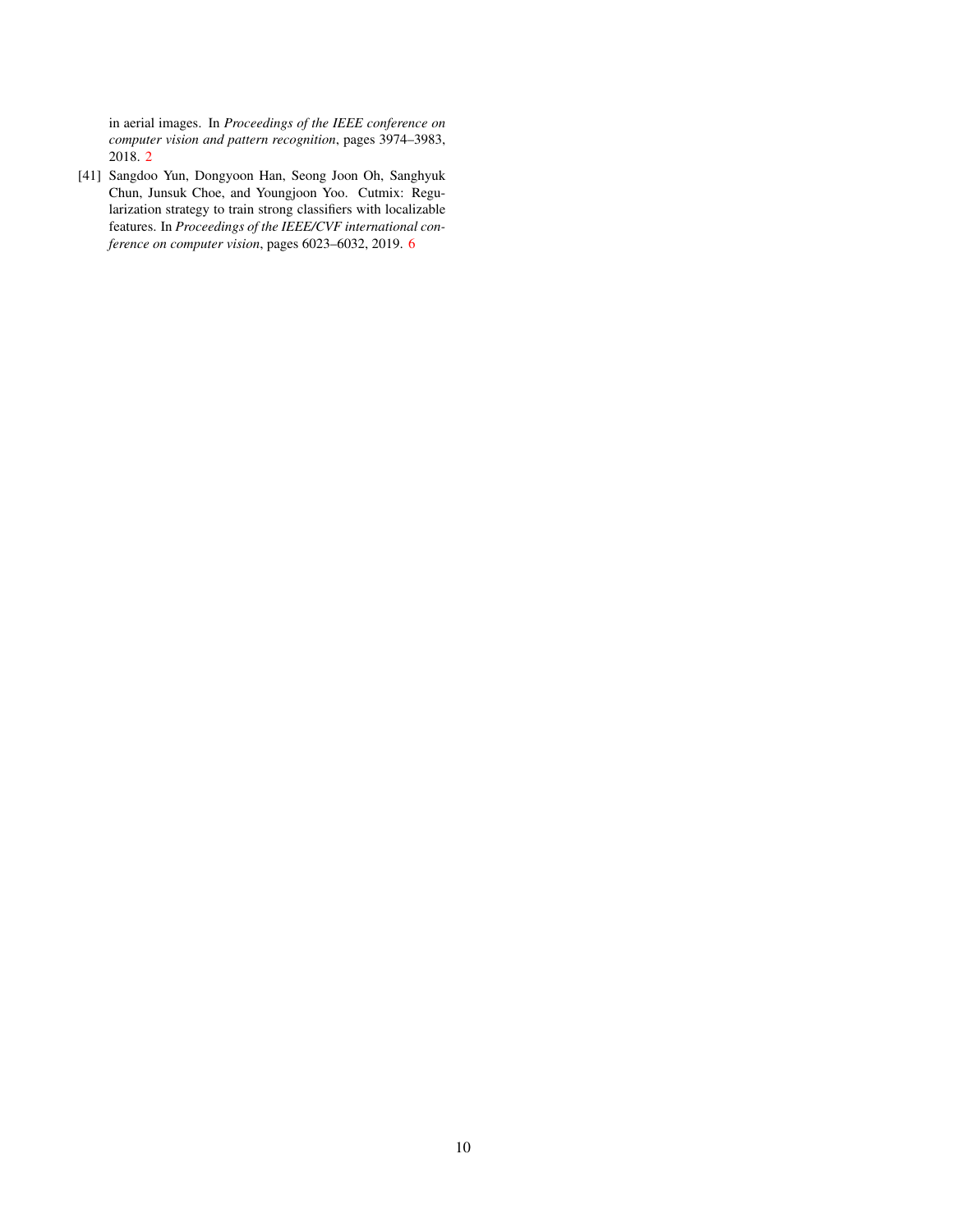in aerial images. In *Proceedings of the IEEE conference on computer vision and pattern recognition*, pages 3974–3983, 2018. 2

[41] Sangdoo Yun, Dongyoon Han, Seong Joon Oh, Sanghyuk Chun, Junsuk Choe, and Youngjoon Yoo. Cutmix: Regularization strategy to train strong classifiers with localizable features. In *Proceedings of the IEEE/CVF international conference on computer vision*, pages 6023–6032, 2019. 6